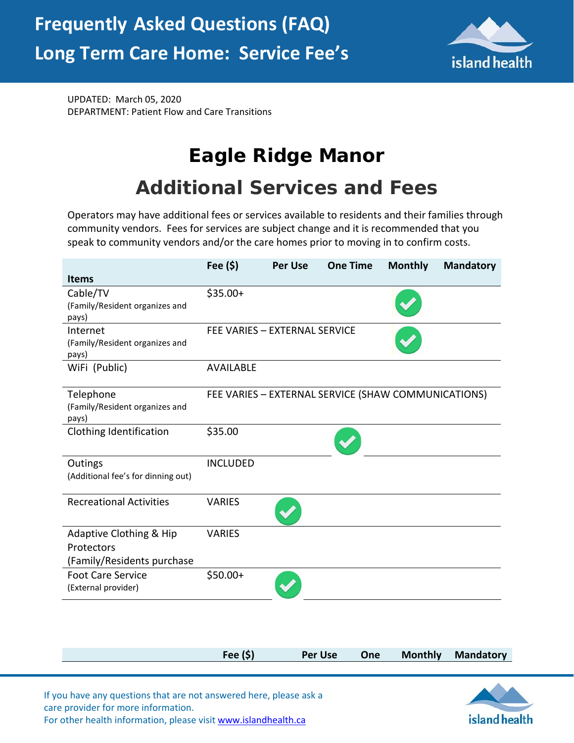UPDATED: March 05, 2020
DEPARTMENT: Patient Flow and Care Transitions

# Eagle Ridge Manor

## Additional Services and Fees

Operators may have additional fees or services available to residents and their families through community vendors. Fees for services are subject change and it is recommended that you speak to community vendors and/or the care homes prior to moving in to confirm costs.

| Items | Fee ($) | Per Use | One Time | Monthly | Mandatory |
|---|---|---|---|---|---|
| Cable/TV (Family/Resident organizes and pays) | $35.00+ | | | ✓ | |
| Internet (Family/Resident organizes and pays) | FEE VARIES – EXTERNAL SERVICE | | | ✓ | |
| WiFi (Public) | AVAILABLE | | | | |
| Telephone (Family/Resident organizes and pays) | FEE VARIES – EXTERNAL SERVICE (SHAW COMMUNICATIONS) | | | | |
| Clothing Identification | $35.00 | | ✓ | | |
| Outings (Additional fee's for dinning out) | INCLUDED | | | | |
| Recreational Activities | VARIES | ✓ | | | |
| Adaptive Clothing & Hip Protectors (Family/Residents purchase | VARIES | | | | |
| Foot Care Service (External provider) | $50.00+ | ✓ | | | |

| | Fee ($) | Per Use | One | Monthly | Mandatory |
|---|---|---|---|---|---|

If you have any questions that are not answered here, please ask a care provider for more information.
For other health information, please visit www.islandhealth.ca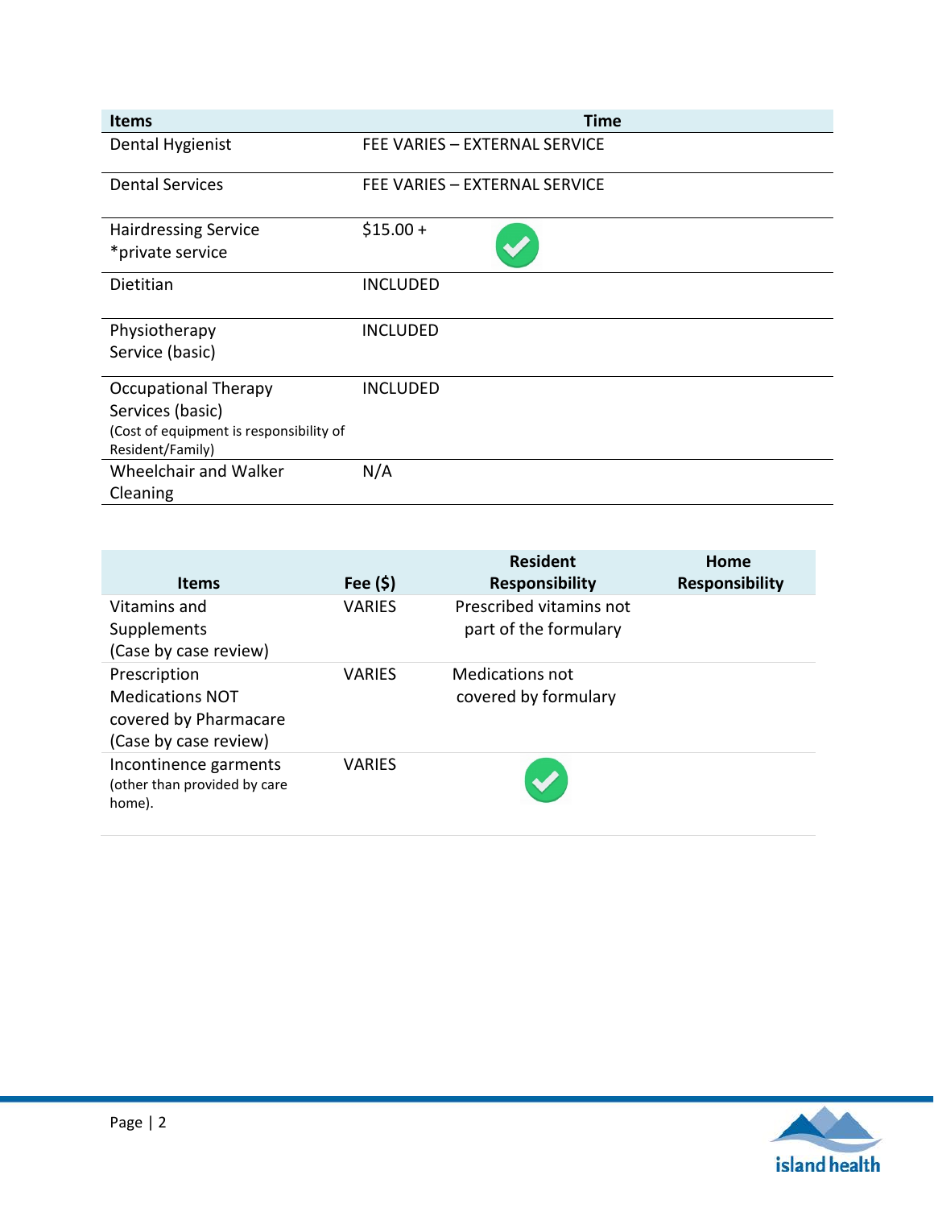| Items | Time |
|---|---|
| Dental Hygienist | FEE VARIES – EXTERNAL SERVICE |
| Dental Services | FEE VARIES – EXTERNAL SERVICE |
| Hairdressing Service *private service | $15.00 + ✓ |
| Dietitian | INCLUDED |
| Physiotherapy Service (basic) | INCLUDED |
| Occupational Therapy Services (basic) (Cost of equipment is responsibility of Resident/Family) | INCLUDED |
| Wheelchair and Walker Cleaning | N/A |

| Items | Fee ($) | Resident Responsibility | Home Responsibility |
|---|---|---|---|
| Vitamins and Supplements (Case by case review) | VARIES | Prescribed vitamins not part of the formulary | |
| Prescription Medications NOT covered by Pharmacare (Case by case review) | VARIES | Medications not covered by formulary | |
| Incontinence garments (other than provided by care home). | VARIES | ✓ | |